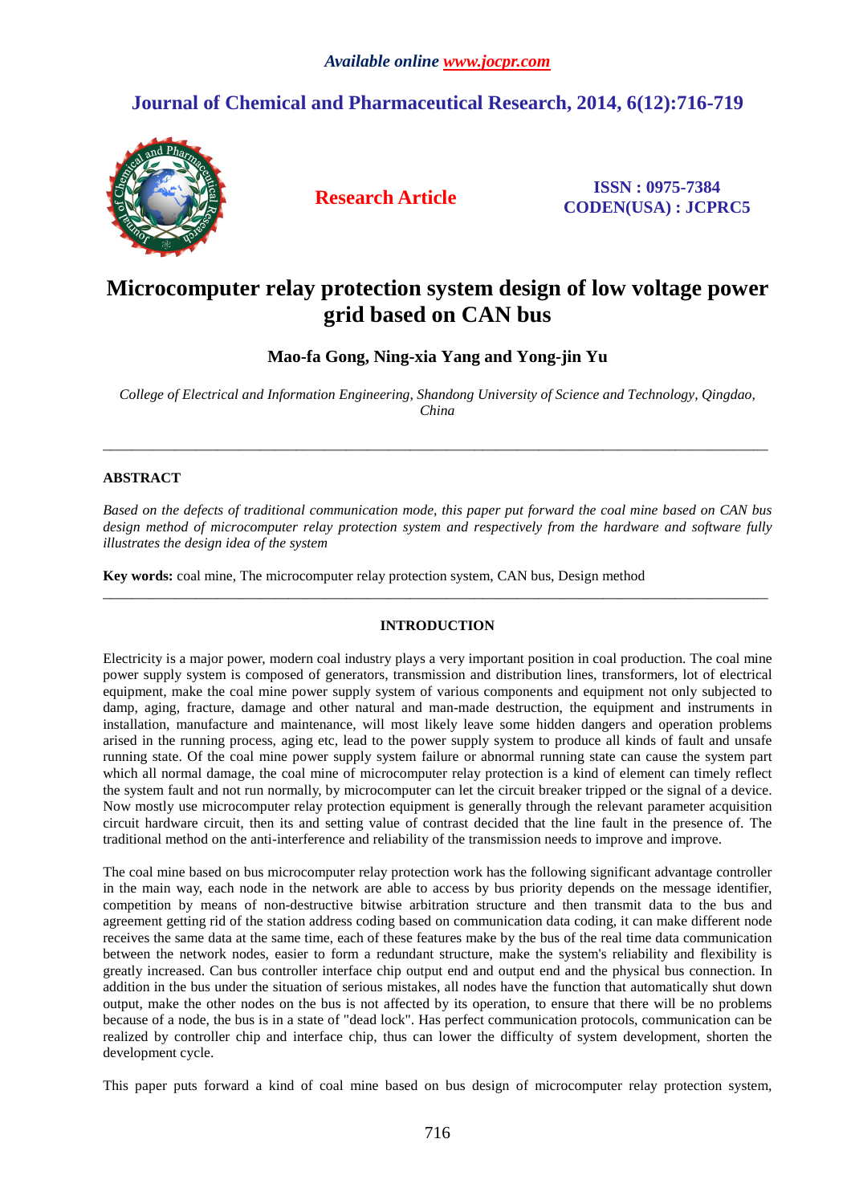*Available online www.jocpr.com*

## Journal of Chemical and Pharmaceutical Research, 2014, 6(12):716-719

**Research Article**

**ISSN : 0975-7384**
**CODEN(USA) : JCPRC5**

# Microcomputer relay protection system design of low voltage power grid based on CAN bus

**Mao-fa Gong, Ning-xia Yang and Yong-jin Yu**

*College of Electrical and Information Engineering, Shandong University of Science and Technology, Qingdao, China*

---

## ABSTRACT

*Based on the defects of traditional communication mode, this paper put forward the coal mine based on CAN bus design method of microcomputer relay protection system and respectively from the hardware and software fully illustrates the design idea of the system*

**Key words:** coal mine, The microcomputer relay protection system, CAN bus, Design method

---

## INTRODUCTION

Electricity is a major power, modern coal industry plays a very important position in coal production. The coal mine power supply system is composed of generators, transmission and distribution lines, transformers, lot of electrical equipment, make the coal mine power supply system of various components and equipment not only subjected to damp, aging, fracture, damage and other natural and man-made destruction, the equipment and instruments in installation, manufacture and maintenance, will most likely leave some hidden dangers and operation problems arised in the running process, aging etc, lead to the power supply system to produce all kinds of fault and unsafe running state. Of the coal mine power supply system failure or abnormal running state can cause the system part which all normal damage, the coal mine of microcomputer relay protection is a kind of element can timely reflect the system fault and not run normally, by microcomputer can let the circuit breaker tripped or the signal of a device. Now mostly use microcomputer relay protection equipment is generally through the relevant parameter acquisition circuit hardware circuit, then its and setting value of contrast decided that the line fault in the presence of. The traditional method on the anti-interference and reliability of the transmission needs to improve and improve.

The coal mine based on bus microcomputer relay protection work has the following significant advantage controller in the main way, each node in the network are able to access by bus priority depends on the message identifier, competition by means of non-destructive bitwise arbitration structure and then transmit data to the bus and agreement getting rid of the station address coding based on communication data coding, it can make different node receives the same data at the same time, each of these features make by the bus of the real time data communication between the network nodes, easier to form a redundant structure, make the system's reliability and flexibility is greatly increased. Can bus controller interface chip output end and output end and the physical bus connection. In addition in the bus under the situation of serious mistakes, all nodes have the function that automatically shut down output, make the other nodes on the bus is not affected by its operation, to ensure that there will be no problems because of a node, the bus is in a state of "dead lock". Has perfect communication protocols, communication can be realized by controller chip and interface chip, thus can lower the difficulty of system development, shorten the development cycle.

This paper puts forward a kind of coal mine based on bus design of microcomputer relay protection system,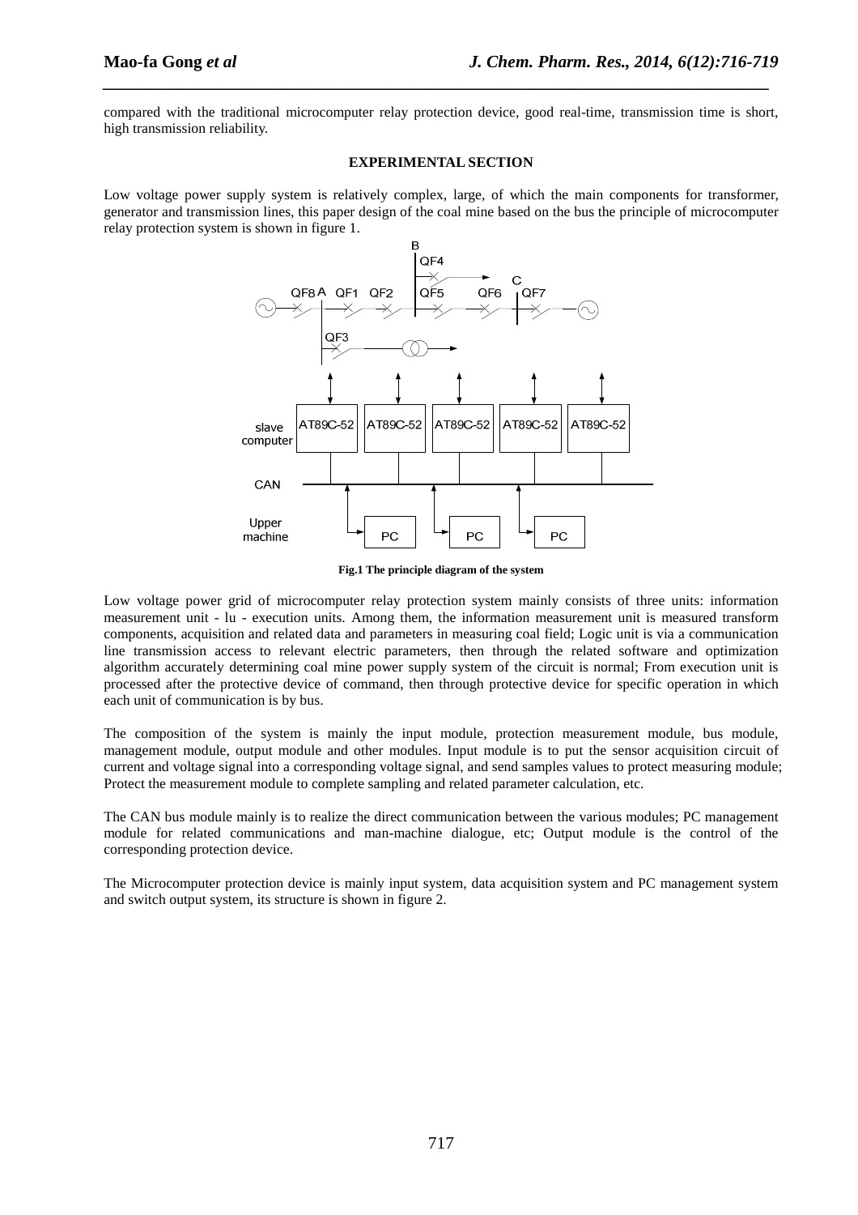compared with the traditional microcomputer relay protection device, good real-time, transmission time is short, high transmission reliability.

## EXPERIMENTAL SECTION

Low voltage power supply system is relatively complex, large, of which the main components for transformer, generator and transmission lines, this paper design of the coal mine based on the bus the principle of microcomputer relay protection system is shown in figure 1.

**Fig.1 The principle diagram of the system**

Low voltage power grid of microcomputer relay protection system mainly consists of three units: information measurement unit - lu - execution units. Among them, the information measurement unit is measured transform components, acquisition and related data and parameters in measuring coal field; Logic unit is via a communication line transmission access to relevant electric parameters, then through the related software and optimization algorithm accurately determining coal mine power supply system of the circuit is normal; From execution unit is processed after the protective device of command, then through protective device for specific operation in which each unit of communication is by bus.

The composition of the system is mainly the input module, protection measurement module, bus module, management module, output module and other modules. Input module is to put the sensor acquisition circuit of current and voltage signal into a corresponding voltage signal, and send samples values to protect measuring module; Protect the measurement module to complete sampling and related parameter calculation, etc.

The CAN bus module mainly is to realize the direct communication between the various modules; PC management module for related communications and man-machine dialogue, etc; Output module is the control of the corresponding protection device.

The Microcomputer protection device is mainly input system, data acquisition system and PC management system and switch output system, its structure is shown in figure 2.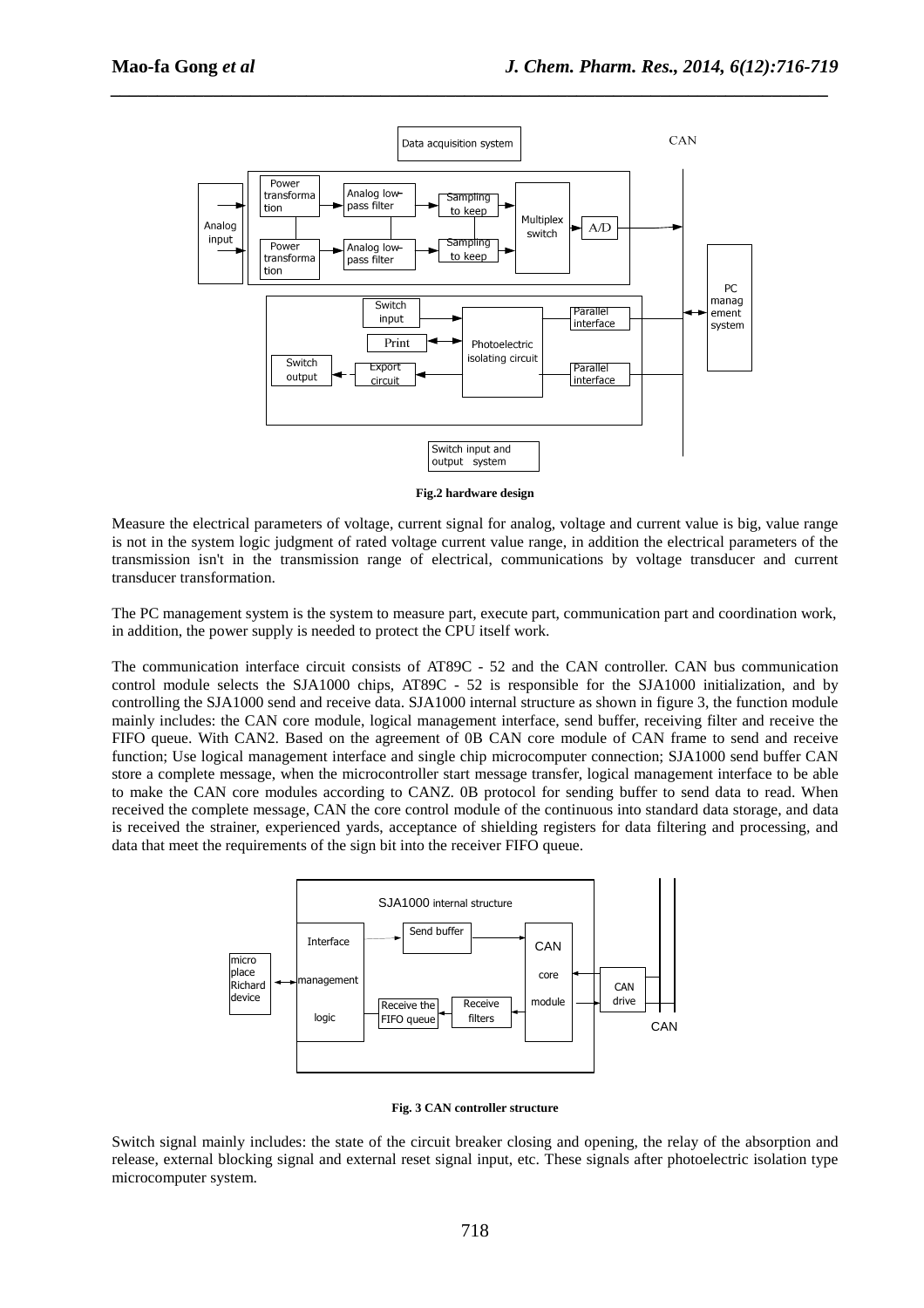**Fig.2 hardware design**

Measure the electrical parameters of voltage, current signal for analog, voltage and current value is big, value range is not in the system logic judgment of rated voltage current value range, in addition the electrical parameters of the transmission isn't in the transmission range of electrical, communications by voltage transducer and current transducer transformation.

The PC management system is the system to measure part, execute part, communication part and coordination work, in addition, the power supply is needed to protect the CPU itself work.

The communication interface circuit consists of AT89C - 52 and the CAN controller. CAN bus communication control module selects the SJA1000 chips, AT89C - 52 is responsible for the SJA1000 initialization, and by controlling the SJA1000 send and receive data. SJA1000 internal structure as shown in figure 3, the function module mainly includes: the CAN core module, logical management interface, send buffer, receiving filter and receive the FIFO queue. With CAN2. Based on the agreement of 0B CAN core module of CAN frame to send and receive function; Use logical management interface and single chip microcomputer connection; SJA1000 send buffer CAN store a complete message, when the microcontroller start message transfer, logical management interface to be able to make the CAN core modules according to CANZ. 0B protocol for sending buffer to send data to read. When received the complete message, CAN the core control module of the continuous into standard data storage, and data is received the strainer, experienced yards, acceptance of shielding registers for data filtering and processing, and data that meet the requirements of the sign bit into the receiver FIFO queue.

**Fig. 3 CAN controller structure**

Switch signal mainly includes: the state of the circuit breaker closing and opening, the relay of the absorption and release, external blocking signal and external reset signal input, etc. These signals after photoelectric isolation type microcomputer system.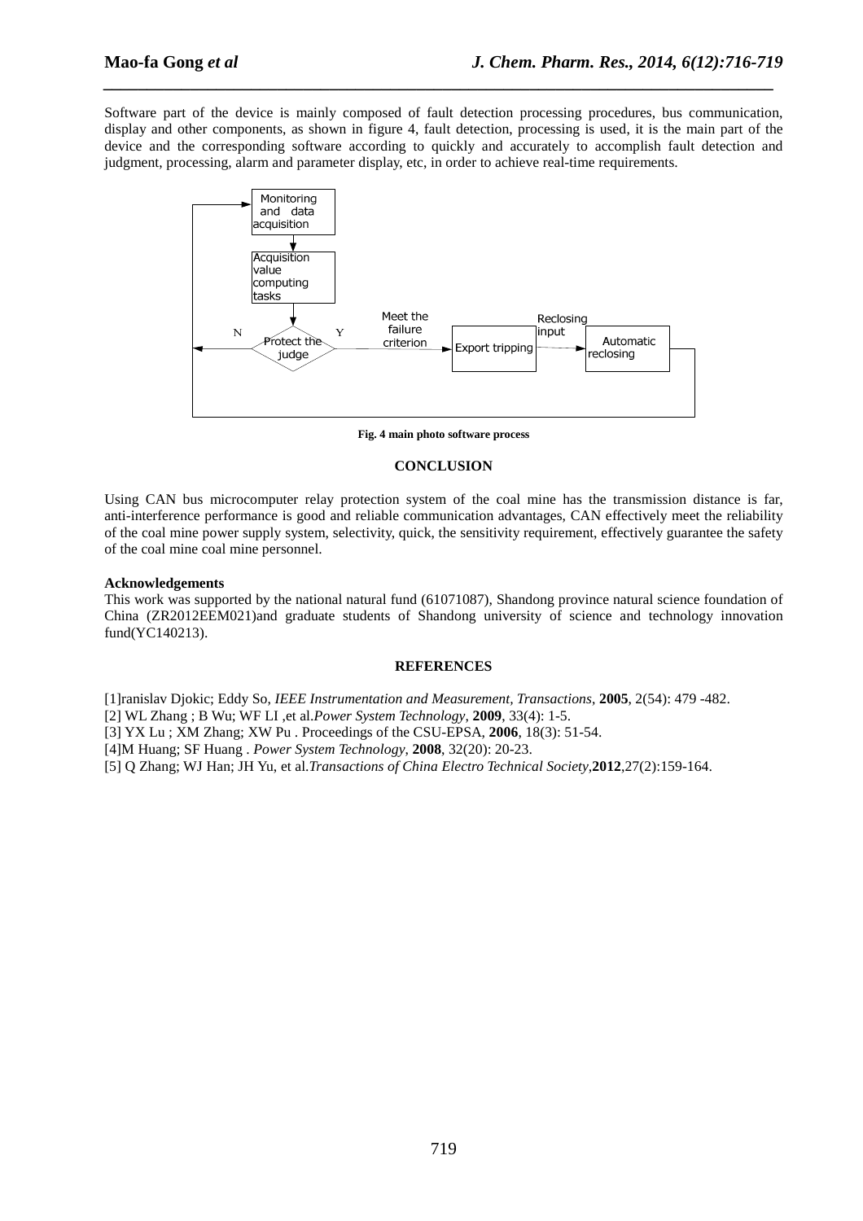Software part of the device is mainly composed of fault detection processing procedures, bus communication, display and other components, as shown in figure 4, fault detection, processing is used, it is the main part of the device and the corresponding software according to quickly and accurately to accomplish fault detection and judgment, processing, alarm and parameter display, etc, in order to achieve real-time requirements.

Monitoring and data acquisition

Acquisition value computing tasks

N

Protect the judge

Y

Meet the failure criterion

Export tripping

Reclosing input

Automatic reclosing

**Fig. 4 main photo software process**

## CONCLUSION

Using CAN bus microcomputer relay protection system of the coal mine has the transmission distance is far, anti-interference performance is good and reliable communication advantages, CAN effectively meet the reliability of the coal mine power supply system, selectivity, quick, the sensitivity requirement, effectively guarantee the safety of the coal mine coal mine personnel.

**Acknowledgements**

This work was supported by the national natural fund (61071087), Shandong province natural science foundation of China (ZR2012EEM021)and graduate students of Shandong university of science and technology innovation fund(YC140213).

## REFERENCES

[1]ranislav Djokic; Eddy So, *IEEE Instrumentation and Measurement, Transactions*, **2005**, 2(54): 479 -482.

[2] WL Zhang ; B Wu; WF LI ,et al.*Power System Technology*, **2009**, 33(4): 1-5.

[3] YX Lu ; XM Zhang; XW Pu . Proceedings of the CSU-EPSA, **2006**, 18(3): 51-54.

[4]M Huang; SF Huang . *Power System Technology*, **2008**, 32(20): 20-23.

[5] Q Zhang; WJ Han; JH Yu, et al.*Transactions of China Electro Technical Society*,**2012**,27(2):159-164.